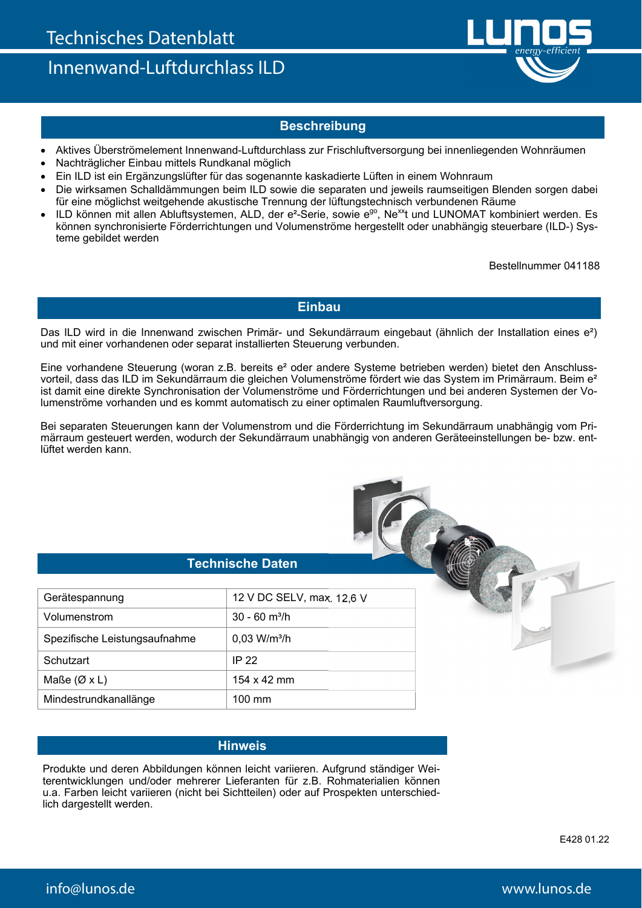# Technisches Datenblatt

## Innenwand-Luftdurchlass ILD

### Beschreibung

- Aktives Überströmelement Innenwand-Luftdurchlass zur Frischluftversorgung bei innenliegenden Wohnräumen
- Nachträglicher Einbau mittels Rundkanal möglich
- Ein ILD ist ein Ergänzungslüfter für das sogenannte kaskadierte Lüften in einem Wohnraum
- Die wirksamen Schalldämmungen beim ILD sowie die separaten und jeweils raumseitigen Blenden sorgen dabei für eine möglichst weitgehende akustische Trennung der lüftungstechnisch verbundenen Räume
- ILD können mit allen Abluftsystemen, ALD, der e²-Serie, sowie e^go, Ne^xx t und LUNOMAT kombiniert werden. Es können synchronisierte Förderrichtungen und Volumenströme hergestellt oder unabhängig steuerbare (ILD-) Systeme gebildet werden

Bestellnummer 041188

### Einbau

Das ILD wird in die Innenwand zwischen Primär- und Sekundärraum eingebaut (ähnlich der Installation eines e²) und mit einer vorhandenen oder separat installierten Steuerung verbunden.

Eine vorhandene Steuerung (woran z.B. bereits e² oder andere Systeme betrieben werden) bietet den Anschlussvorteil, dass das ILD im Sekundärraum die gleichen Volumenströme fördert wie das System im Primärraum. Beim e² ist damit eine direkte Synchronisation der Volumenströme und Förderrichtungen und bei anderen Systemen der Volumenströme vorhanden und es kommt automatisch zu einer optimalen Raumluftversorgung.

Bei separaten Steuerungen kann der Volumenstrom und die Förderrichtung im Sekundärraum unabhängig vom Primärraum gesteuert werden, wodurch der Sekundärraum unabhängig von anderen Geräteeinstellungen be- bzw. entlüftet werden kann.

### Technische Daten

| | |
|---|---|
| Gerätespannung | 12 V DC SELV, max. 12,6 V |
| Volumenstrom | 30 - 60 m³/h |
| Spezifische Leistungsaufnahme | 0,03 W/m³/h |
| Schutzart | IP 22 |
| Maße (Ø x L) | 154 x 42 mm |
| Mindestrundkanallänge | 100 mm |

### Hinweis

Produkte und deren Abbildungen können leicht variieren. Aufgrund ständiger Weiterentwicklungen und/oder mehrerer Lieferanten für z.B. Rohmaterialien können u.a. Farben leicht variieren (nicht bei Sichtteilen) oder auf Prospekten unterschiedlich dargestellt werden.

E428 01.22

info@lunos.de www.lunos.de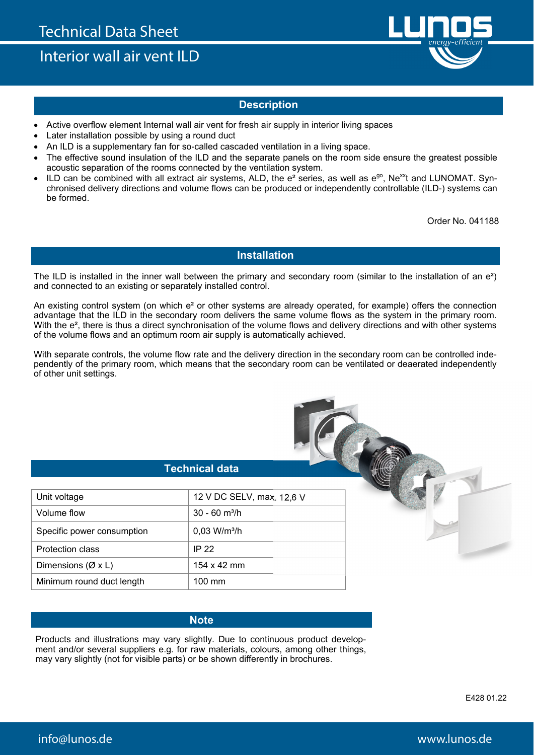# Technical Data Sheet

## Interior wall air vent ILD

## Description

- Active overflow element Internal wall air vent for fresh air supply in interior living spaces
- Later installation possible by using a round duct
- An ILD is a supplementary fan for so-called cascaded ventilation in a living space.
- The effective sound insulation of the ILD and the separate panels on the room side ensure the greatest possible acoustic separation of the rooms connected by the ventilation system.
- ILD can be combined with all extract air systems, ALD, the e² series, as well as e^go, Ne^xxt and LUNOMAT. Synchronised delivery directions and volume flows can be produced or independently controllable (ILD-) systems can be formed.

Order No. 041188

## Installation

The ILD is installed in the inner wall between the primary and secondary room (similar to the installation of an e²) and connected to an existing or separately installed control.

An existing control system (on which e² or other systems are already operated, for example) offers the connection advantage that the ILD in the secondary room delivers the same volume flows as the system in the primary room. With the e², there is thus a direct synchronisation of the volume flows and delivery directions and with other systems of the volume flows and an optimum room air supply is automatically achieved.

With separate controls, the volume flow rate and the delivery direction in the secondary room can be controlled independently of the primary room, which means that the secondary room can be ventilated or deaerated independently of other unit settings.

## Technical data

| | |
|---|---|
| Unit voltage | 12 V DC SELV, max. 12,6 V |
| Volume flow | 30 - 60 m³/h |
| Specific power consumption | 0,03 W/m³/h |
| Protection class | IP 22 |
| Dimensions (Ø x L) | 154 x 42 mm |
| Minimum round duct length | 100 mm |

## Note

Products and illustrations may vary slightly. Due to continuous product development and/or several suppliers e.g. for raw materials, colours, among other things, may vary slightly (not for visible parts) or be shown differently in brochures.

E428 01.22